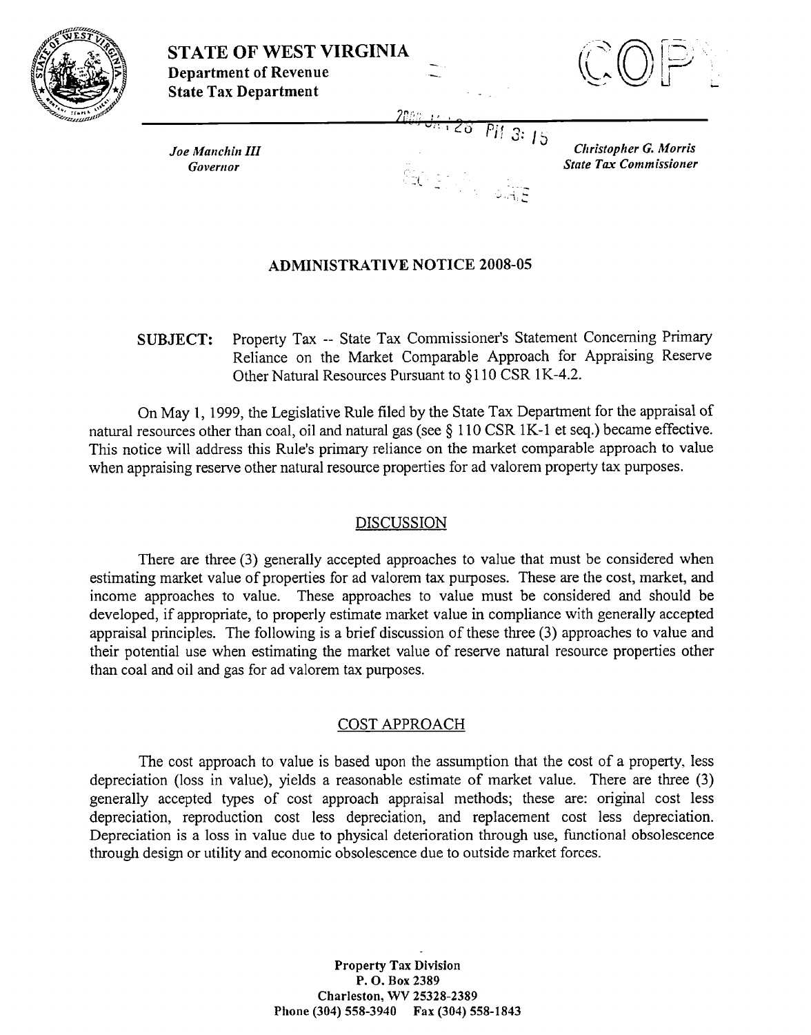**STATE OF WEST VIRGINIA**
**Department of Revenue**
**State Tax Department**

*Joe Manchin III*
*Governor*

*Christopher G. Morris*
*State Tax Commissioner*

## ADMINISTRATIVE NOTICE 2008-05

**SUBJECT:** Property Tax -- State Tax Commissioner's Statement Concerning Primary Reliance on the Market Comparable Approach for Appraising Reserve Other Natural Resources Pursuant to §110 CSR 1K-4.2.

On May 1, 1999, the Legislative Rule filed by the State Tax Department for the appraisal of natural resources other than coal, oil and natural gas (see § 110 CSR 1K-1 et seq.) became effective. This notice will address this Rule's primary reliance on the market comparable approach to value when appraising reserve other natural resource properties for ad valorem property tax purposes.

### DISCUSSION

There are three (3) generally accepted approaches to value that must be considered when estimating market value of properties for ad valorem tax purposes. These are the cost, market, and income approaches to value. These approaches to value must be considered and should be developed, if appropriate, to properly estimate market value in compliance with generally accepted appraisal principles. The following is a brief discussion of these three (3) approaches to value and their potential use when estimating the market value of reserve natural resource properties other than coal and oil and gas for ad valorem tax purposes.

### COST APPROACH

The cost approach to value is based upon the assumption that the cost of a property, less depreciation (loss in value), yields a reasonable estimate of market value. There are three (3) generally accepted types of cost approach appraisal methods; these are: original cost less depreciation, reproduction cost less depreciation, and replacement cost less depreciation. Depreciation is a loss in value due to physical deterioration through use, functional obsolescence through design or utility and economic obsolescence due to outside market forces.

Property Tax Division
P. O. Box 2389
Charleston, WV 25328-2389
Phone (304) 558-3940 Fax (304) 558-1843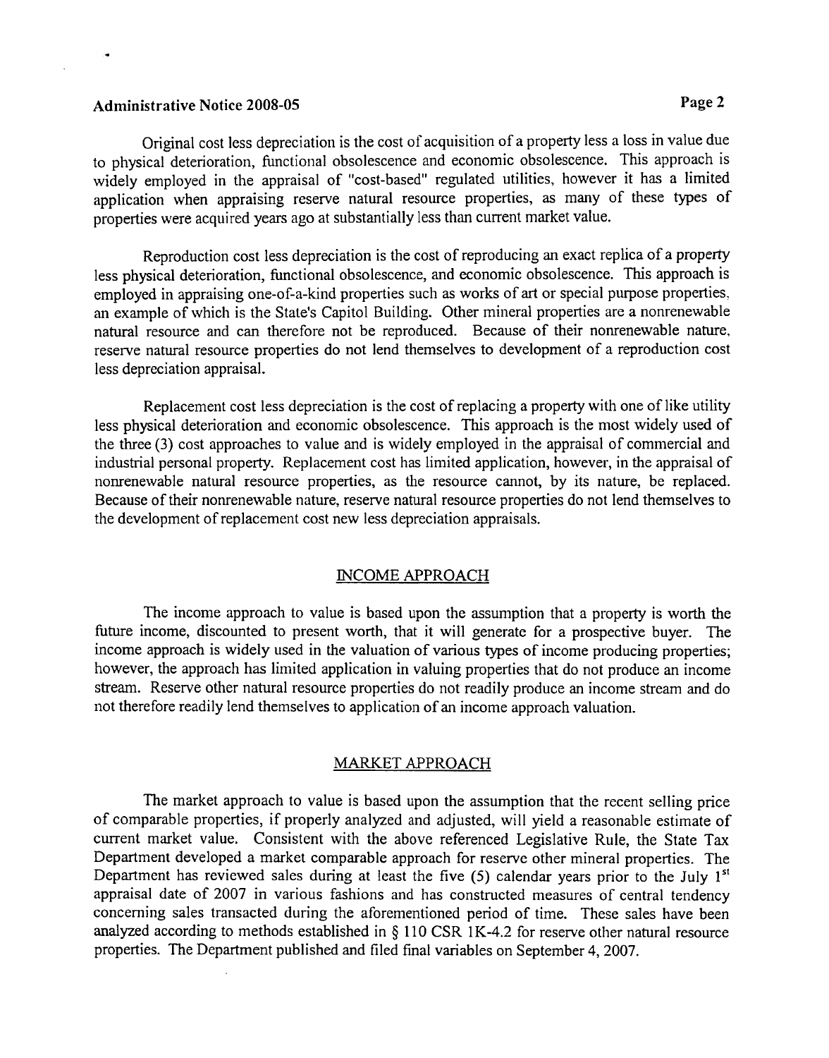Original cost less depreciation is the cost of acquisition of a property less a loss in value due to physical deterioration, functional obsolescence and economic obsolescence. This approach is widely employed in the appraisal of "cost-based" regulated utilities, however it has a limited application when appraising reserve natural resource properties, as many of these types of properties were acquired years ago at substantially less than current market value.

Reproduction cost less depreciation is the cost of reproducing an exact replica of a property less physical deterioration, functional obsolescence, and economic obsolescence. This approach is employed in appraising one-of-a-kind properties such as works of art or special purpose properties, an example of which is the State's Capitol Building. Other mineral properties are a nonrenewable natural resource and can therefore not be reproduced. Because of their nonrenewable nature, reserve natural resource properties do not lend themselves to development of a reproduction cost less depreciation appraisal.

Replacement cost less depreciation is the cost of replacing a property with one of like utility less physical deterioration and economic obsolescence. This approach is the most widely used of the three (3) cost approaches to value and is widely employed in the appraisal of commercial and industrial personal property. Replacement cost has limited application, however, in the appraisal of nonrenewable natural resource properties, as the resource cannot, by its nature, be replaced. Because of their nonrenewable nature, reserve natural resource properties do not lend themselves to the development of replacement cost new less depreciation appraisals.

## INCOME APPROACH

The income approach to value is based upon the assumption that a property is worth the future income, discounted to present worth, that it will generate for a prospective buyer. The income approach is widely used in the valuation of various types of income producing properties; however, the approach has limited application in valuing properties that do not produce an income stream. Reserve other natural resource properties do not readily produce an income stream and do not therefore readily lend themselves to application of an income approach valuation.

## MARKET APPROACH

The market approach to value is based upon the assumption that the recent selling price of comparable properties, if properly analyzed and adjusted, will yield a reasonable estimate of current market value. Consistent with the above referenced Legislative Rule, the State Tax Department developed a market comparable approach for reserve other mineral properties. The Department has reviewed sales during at least the five (5) calendar years prior to the July 1st appraisal date of 2007 in various fashions and has constructed measures of central tendency concerning sales transacted during the aforementioned period of time. These sales have been analyzed according to methods established in § 110 CSR 1K-4.2 for reserve other natural resource properties. The Department published and filed final variables on September 4, 2007.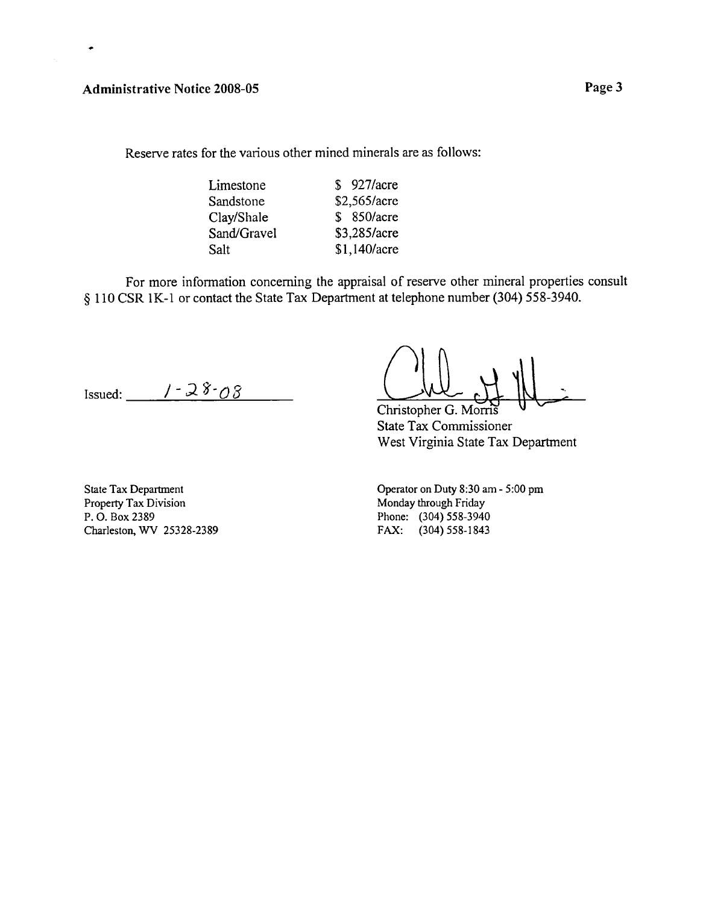Reserve rates for the various other mined minerals are as follows:

| | |
|---|---|
| Limestone | $ 927/acre |
| Sandstone | $2,565/acre |
| Clay/Shale | $ 850/acre |
| Sand/Gravel | $3,285/acre |
| Salt | $1,140/acre |

For more information concerning the appraisal of reserve other mineral properties consult § 110 CSR 1K-1 or contact the State Tax Department at telephone number (304) 558-3940.

Issued: 1-28-08

Christopher G. Morris
State Tax Commissioner
West Virginia State Tax Department

State Tax Department
Property Tax Division
P. O. Box 2389
Charleston, WV 25328-2389

Operator on Duty 8:30 am - 5:00 pm
Monday through Friday
Phone: (304) 558-3940
FAX: (304) 558-1843